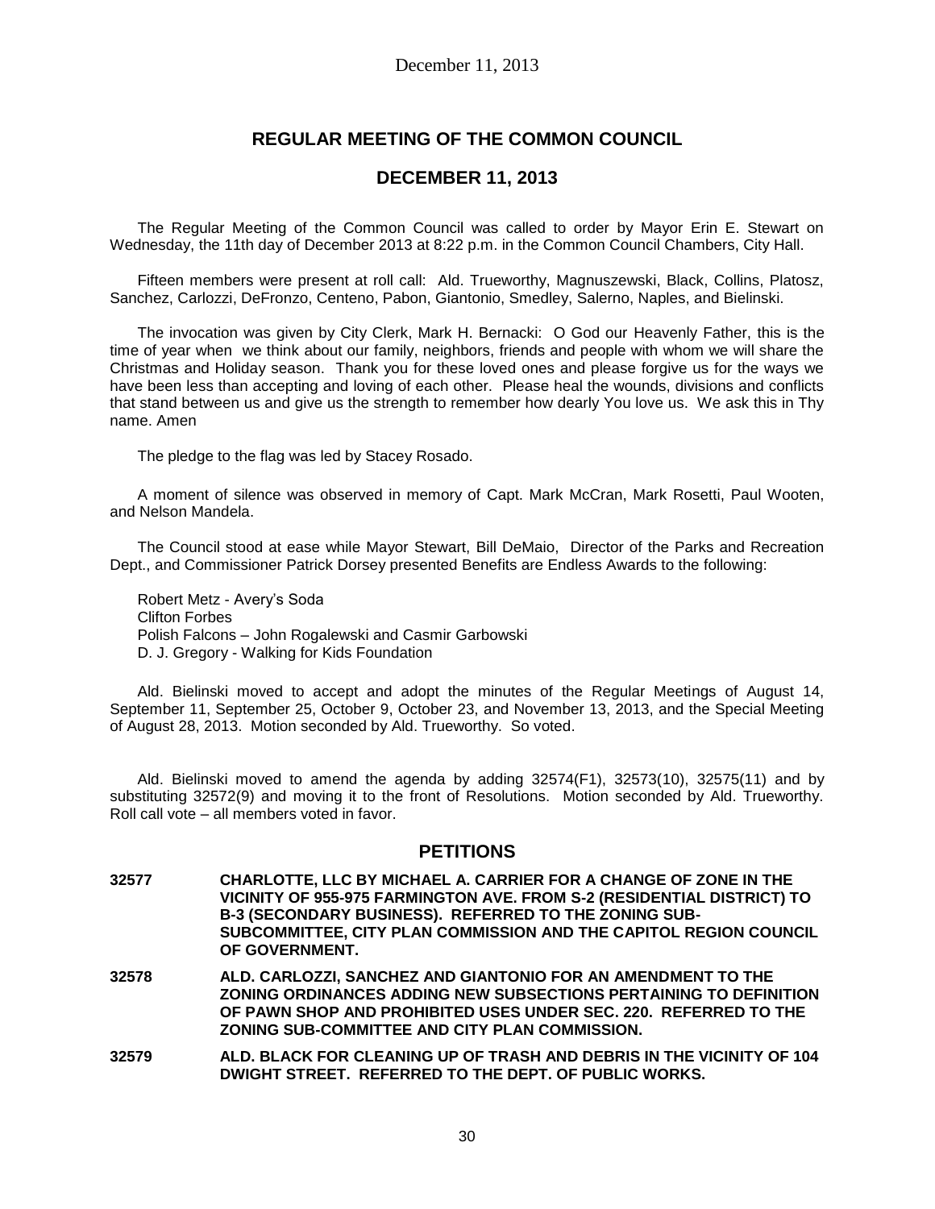## REGULAR MEETING OF THE COMMON COUNCIL

## DECEMBER 11, 2013

The Regular Meeting of the Common Council was called to order by Mayor Erin E. Stewart on Wednesday, the 11th day of December 2013 at 8:22 p.m. in the Common Council Chambers, City Hall.

Fifteen members were present at roll call: Ald. Trueworthy, Magnuszewski, Black, Collins, Platosz, Sanchez, Carlozzi, DeFronzo, Centeno, Pabon, Giantonio, Smedley, Salerno, Naples, and Bielinski.

The invocation was given by City Clerk, Mark H. Bernacki: O God our Heavenly Father, this is the time of year when we think about our family, neighbors, friends and people with whom we will share the Christmas and Holiday season. Thank you for these loved ones and please forgive us for the ways we have been less than accepting and loving of each other. Please heal the wounds, divisions and conflicts that stand between us and give us the strength to remember how dearly You love us. We ask this in Thy name. Amen

The pledge to the flag was led by Stacey Rosado.

A moment of silence was observed in memory of Capt. Mark McCran, Mark Rosetti, Paul Wooten, and Nelson Mandela.

The Council stood at ease while Mayor Stewart, Bill DeMaio, Director of the Parks and Recreation Dept., and Commissioner Patrick Dorsey presented Benefits are Endless Awards to the following:

Robert Metz - Avery's Soda
Clifton Forbes
Polish Falcons – John Rogalewski and Casmir Garbowski
D. J. Gregory - Walking for Kids Foundation

Ald. Bielinski moved to accept and adopt the minutes of the Regular Meetings of August 14, September 11, September 25, October 9, October 23, and November 13, 2013, and the Special Meeting of August 28, 2013. Motion seconded by Ald. Trueworthy. So voted.

Ald. Bielinski moved to amend the agenda by adding 32574(F1), 32573(10), 32575(11) and by substituting 32572(9) and moving it to the front of Resolutions. Motion seconded by Ald. Trueworthy. Roll call vote – all members voted in favor.

## PETITIONS

**32577** **CHARLOTTE, LLC BY MICHAEL A. CARRIER FOR A CHANGE OF ZONE IN THE VICINITY OF 955-975 FARMINGTON AVE. FROM S-2 (RESIDENTIAL DISTRICT) TO B-3 (SECONDARY BUSINESS). REFERRED TO THE ZONING SUB-SUBCOMMITTEE, CITY PLAN COMMISSION AND THE CAPITOL REGION COUNCIL OF GOVERNMENT.**

**32578** **ALD. CARLOZZI, SANCHEZ AND GIANTONIO FOR AN AMENDMENT TO THE ZONING ORDINANCES ADDING NEW SUBSECTIONS PERTAINING TO DEFINITION OF PAWN SHOP AND PROHIBITED USES UNDER SEC. 220. REFERRED TO THE ZONING SUB-COMMITTEE AND CITY PLAN COMMISSION.**

**32579** **ALD. BLACK FOR CLEANING UP OF TRASH AND DEBRIS IN THE VICINITY OF 104 DWIGHT STREET. REFERRED TO THE DEPT. OF PUBLIC WORKS.**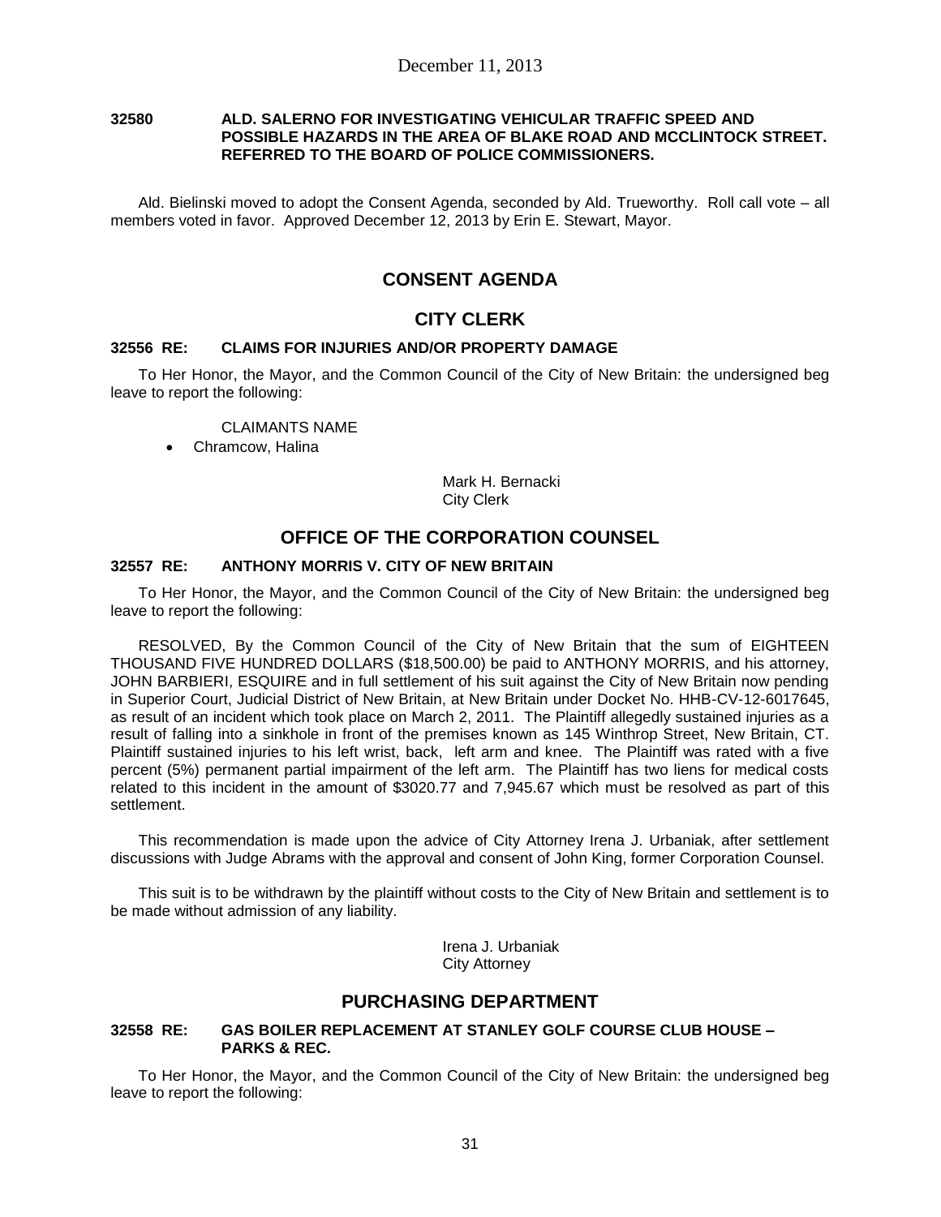**32580 ALD. SALERNO FOR INVESTIGATING VEHICULAR TRAFFIC SPEED AND POSSIBLE HAZARDS IN THE AREA OF BLAKE ROAD AND MCCLINTOCK STREET. REFERRED TO THE BOARD OF POLICE COMMISSIONERS.**

Ald. Bielinski moved to adopt the Consent Agenda, seconded by Ald. Trueworthy. Roll call vote – all members voted in favor. Approved December 12, 2013 by Erin E. Stewart, Mayor.

## CONSENT AGENDA

## CITY CLERK

### 32556 RE: CLAIMS FOR INJURIES AND/OR PROPERTY DAMAGE

To Her Honor, the Mayor, and the Common Council of the City of New Britain: the undersigned beg leave to report the following:

CLAIMANTS NAME

- Chramcow, Halina

Mark H. Bernacki
City Clerk

## OFFICE OF THE CORPORATION COUNSEL

### 32557 RE: ANTHONY MORRIS V. CITY OF NEW BRITAIN

To Her Honor, the Mayor, and the Common Council of the City of New Britain: the undersigned beg leave to report the following:

RESOLVED, By the Common Council of the City of New Britain that the sum of EIGHTEEN THOUSAND FIVE HUNDRED DOLLARS ($18,500.00) be paid to ANTHONY MORRIS, and his attorney, JOHN BARBIERI, ESQUIRE and in full settlement of his suit against the City of New Britain now pending in Superior Court, Judicial District of New Britain, at New Britain under Docket No. HHB-CV-12-6017645, as result of an incident which took place on March 2, 2011. The Plaintiff allegedly sustained injuries as a result of falling into a sinkhole in front of the premises known as 145 Winthrop Street, New Britain, CT. Plaintiff sustained injuries to his left wrist, back, left arm and knee. The Plaintiff was rated with a five percent (5%) permanent partial impairment of the left arm. The Plaintiff has two liens for medical costs related to this incident in the amount of $3020.77 and 7,945.67 which must be resolved as part of this settlement.

This recommendation is made upon the advice of City Attorney Irena J. Urbaniak, after settlement discussions with Judge Abrams with the approval and consent of John King, former Corporation Counsel.

This suit is to be withdrawn by the plaintiff without costs to the City of New Britain and settlement is to be made without admission of any liability.

Irena J. Urbaniak
City Attorney

## PURCHASING DEPARTMENT

### 32558 RE: GAS BOILER REPLACEMENT AT STANLEY GOLF COURSE CLUB HOUSE – PARKS & REC.

To Her Honor, the Mayor, and the Common Council of the City of New Britain: the undersigned beg leave to report the following: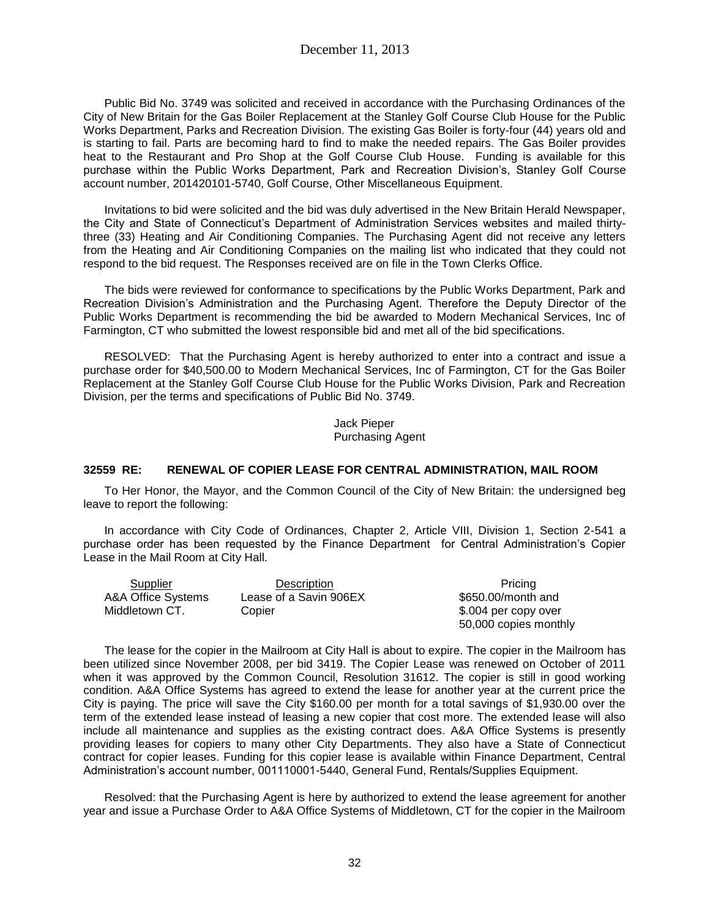Public Bid No. 3749 was solicited and received in accordance with the Purchasing Ordinances of the City of New Britain for the Gas Boiler Replacement at the Stanley Golf Course Club House for the Public Works Department, Parks and Recreation Division. The existing Gas Boiler is forty-four (44) years old and is starting to fail. Parts are becoming hard to find to make the needed repairs. The Gas Boiler provides heat to the Restaurant and Pro Shop at the Golf Course Club House. Funding is available for this purchase within the Public Works Department, Park and Recreation Division's, Stanley Golf Course account number, 201420101-5740, Golf Course, Other Miscellaneous Equipment.

Invitations to bid were solicited and the bid was duly advertised in the New Britain Herald Newspaper, the City and State of Connecticut's Department of Administration Services websites and mailed thirty-three (33) Heating and Air Conditioning Companies. The Purchasing Agent did not receive any letters from the Heating and Air Conditioning Companies on the mailing list who indicated that they could not respond to the bid request. The Responses received are on file in the Town Clerks Office.

The bids were reviewed for conformance to specifications by the Public Works Department, Park and Recreation Division's Administration and the Purchasing Agent. Therefore the Deputy Director of the Public Works Department is recommending the bid be awarded to Modern Mechanical Services, Inc of Farmington, CT who submitted the lowest responsible bid and met all of the bid specifications.

RESOLVED: That the Purchasing Agent is hereby authorized to enter into a contract and issue a purchase order for $40,500.00 to Modern Mechanical Services, Inc of Farmington, CT for the Gas Boiler Replacement at the Stanley Golf Course Club House for the Public Works Division, Park and Recreation Division, per the terms and specifications of Public Bid No. 3749.

Jack Pieper
Purchasing Agent

### 32559 RE: RENEWAL OF COPIER LEASE FOR CENTRAL ADMINISTRATION, MAIL ROOM

To Her Honor, the Mayor, and the Common Council of the City of New Britain: the undersigned beg leave to report the following:

In accordance with City Code of Ordinances, Chapter 2, Article VIII, Division 1, Section 2-541 a purchase order has been requested by the Finance Department for Central Administration's Copier Lease in the Mail Room at City Hall.

| Supplier | Description | Pricing |
|---|---|---|
| A&A Office Systems Middletown CT. | Lease of a Savin 906EX Copier | $650.00/month and $.004 per copy over 50,000 copies monthly |

The lease for the copier in the Mailroom at City Hall is about to expire. The copier in the Mailroom has been utilized since November 2008, per bid 3419. The Copier Lease was renewed on October of 2011 when it was approved by the Common Council, Resolution 31612. The copier is still in good working condition. A&A Office Systems has agreed to extend the lease for another year at the current price the City is paying. The price will save the City $160.00 per month for a total savings of $1,930.00 over the term of the extended lease instead of leasing a new copier that cost more. The extended lease will also include all maintenance and supplies as the existing contract does. A&A Office Systems is presently providing leases for copiers to many other City Departments. They also have a State of Connecticut contract for copier leases. Funding for this copier lease is available within Finance Department, Central Administration's account number, 001110001-5440, General Fund, Rentals/Supplies Equipment.

Resolved: that the Purchasing Agent is here by authorized to extend the lease agreement for another year and issue a Purchase Order to A&A Office Systems of Middletown, CT for the copier in the Mailroom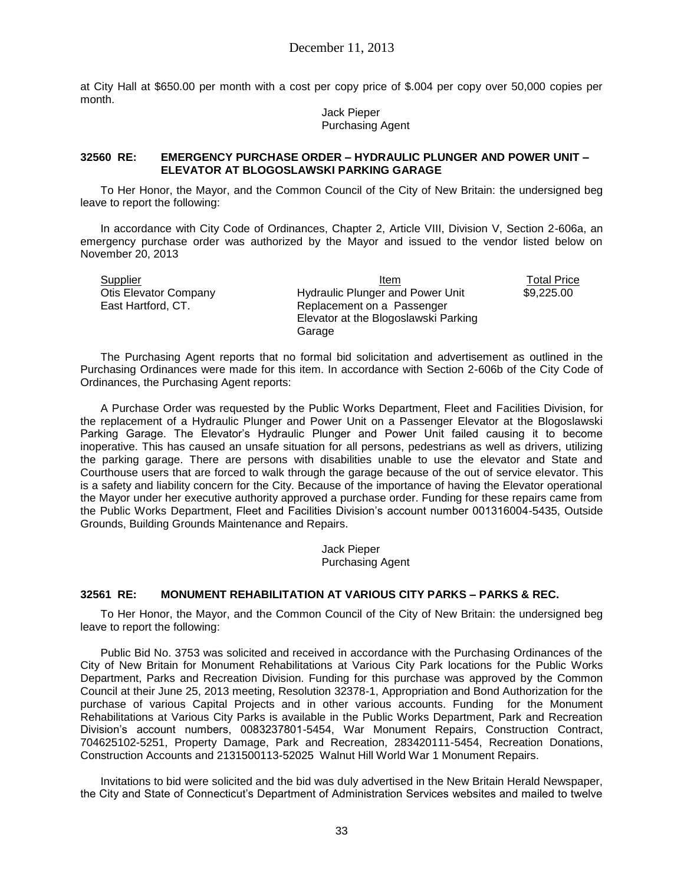at City Hall at $650.00 per month with a cost per copy price of $.004 per copy over 50,000 copies per month.

Jack Pieper
Purchasing Agent

**32560 RE: EMERGENCY PURCHASE ORDER – HYDRAULIC PLUNGER AND POWER UNIT – ELEVATOR AT BLOGOSLAWSKI PARKING GARAGE**

To Her Honor, the Mayor, and the Common Council of the City of New Britain: the undersigned beg leave to report the following:

In accordance with City Code of Ordinances, Chapter 2, Article VIII, Division V, Section 2-606a, an emergency purchase order was authorized by the Mayor and issued to the vendor listed below on November 20, 2013

| Supplier | Item | Total Price |
|---|---|---|
| Otis Elevator Company<br>East Hartford, CT. | Hydraulic Plunger and Power Unit Replacement on a Passenger Elevator at the Blogoslawski Parking Garage | $9,225.00 |

The Purchasing Agent reports that no formal bid solicitation and advertisement as outlined in the Purchasing Ordinances were made for this item. In accordance with Section 2-606b of the City Code of Ordinances, the Purchasing Agent reports:

A Purchase Order was requested by the Public Works Department, Fleet and Facilities Division, for the replacement of a Hydraulic Plunger and Power Unit on a Passenger Elevator at the Blogoslawski Parking Garage. The Elevator's Hydraulic Plunger and Power Unit failed causing it to become inoperative. This has caused an unsafe situation for all persons, pedestrians as well as drivers, utilizing the parking garage. There are persons with disabilities unable to use the elevator and State and Courthouse users that are forced to walk through the garage because of the out of service elevator. This is a safety and liability concern for the City. Because of the importance of having the Elevator operational the Mayor under her executive authority approved a purchase order. Funding for these repairs came from the Public Works Department, Fleet and Facilities Division's account number 001316004-5435, Outside Grounds, Building Grounds Maintenance and Repairs.

Jack Pieper
Purchasing Agent

**32561 RE: MONUMENT REHABILITATION AT VARIOUS CITY PARKS – PARKS & REC.**

To Her Honor, the Mayor, and the Common Council of the City of New Britain: the undersigned beg leave to report the following:

Public Bid No. 3753 was solicited and received in accordance with the Purchasing Ordinances of the City of New Britain for Monument Rehabilitations at Various City Park locations for the Public Works Department, Parks and Recreation Division. Funding for this purchase was approved by the Common Council at their June 25, 2013 meeting, Resolution 32378-1, Appropriation and Bond Authorization for the purchase of various Capital Projects and in other various accounts. Funding for the Monument Rehabilitations at Various City Parks is available in the Public Works Department, Park and Recreation Division's account numbers, 0083237801-5454, War Monument Repairs, Construction Contract, 704625102-5251, Property Damage, Park and Recreation, 283420111-5454, Recreation Donations, Construction Accounts and 2131500113-52025 Walnut Hill World War 1 Monument Repairs.

Invitations to bid were solicited and the bid was duly advertised in the New Britain Herald Newspaper, the City and State of Connecticut's Department of Administration Services websites and mailed to twelve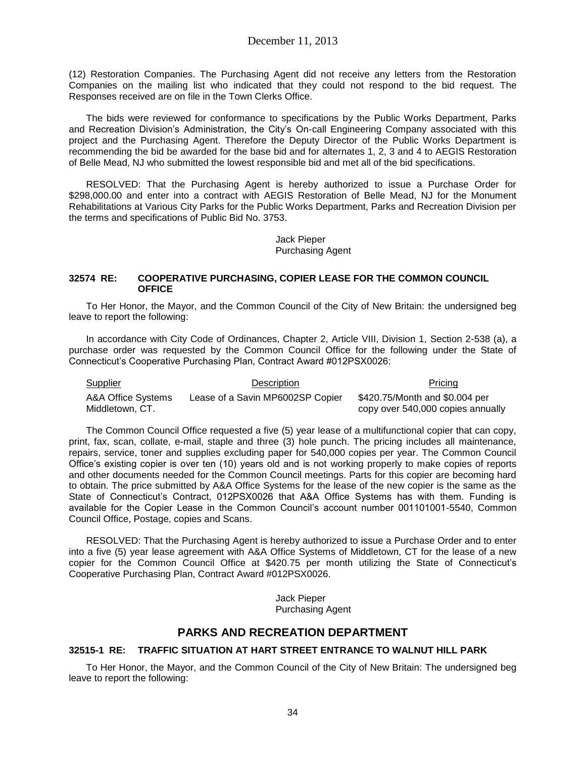(12) Restoration Companies. The Purchasing Agent did not receive any letters from the Restoration Companies on the mailing list who indicated that they could not respond to the bid request. The Responses received are on file in the Town Clerks Office.

The bids were reviewed for conformance to specifications by the Public Works Department, Parks and Recreation Division's Administration, the City's On-call Engineering Company associated with this project and the Purchasing Agent. Therefore the Deputy Director of the Public Works Department is recommending the bid be awarded for the base bid and for alternates 1, 2, 3 and 4 to AEGIS Restoration of Belle Mead, NJ who submitted the lowest responsible bid and met all of the bid specifications.

RESOLVED: That the Purchasing Agent is hereby authorized to issue a Purchase Order for $298,000.00 and enter into a contract with AEGIS Restoration of Belle Mead, NJ for the Monument Rehabilitations at Various City Parks for the Public Works Department, Parks and Recreation Division per the terms and specifications of Public Bid No. 3753.

Jack Pieper
Purchasing Agent

**32574 RE: COOPERATIVE PURCHASING, COPIER LEASE FOR THE COMMON COUNCIL OFFICE**

To Her Honor, the Mayor, and the Common Council of the City of New Britain: the undersigned beg leave to report the following:

In accordance with City Code of Ordinances, Chapter 2, Article VIII, Division 1, Section 2-538 (a), a purchase order was requested by the Common Council Office for the following under the State of Connecticut's Cooperative Purchasing Plan, Contract Award #012PSX0026:

| Supplier | Description | Pricing |
|---|---|---|
| A&A Office Systems Middletown, CT. | Lease of a Savin MP6002SP Copier | $420.75/Month and $0.004 per copy over 540,000 copies annually |

The Common Council Office requested a five (5) year lease of a multifunctional copier that can copy, print, fax, scan, collate, e-mail, staple and three (3) hole punch. The pricing includes all maintenance, repairs, service, toner and supplies excluding paper for 540,000 copies per year. The Common Council Office's existing copier is over ten (10) years old and is not working properly to make copies of reports and other documents needed for the Common Council meetings. Parts for this copier are becoming hard to obtain. The price submitted by A&A Office Systems for the lease of the new copier is the same as the State of Connecticut's Contract, 012PSX0026 that A&A Office Systems has with them. Funding is available for the Copier Lease in the Common Council's account number 001101001-5540, Common Council Office, Postage, copies and Scans.

RESOLVED: That the Purchasing Agent is hereby authorized to issue a Purchase Order and to enter into a five (5) year lease agreement with A&A Office Systems of Middletown, CT for the lease of a new copier for the Common Council Office at $420.75 per month utilizing the State of Connecticut's Cooperative Purchasing Plan, Contract Award #012PSX0026.

Jack Pieper
Purchasing Agent

## PARKS AND RECREATION DEPARTMENT

**32515-1 RE: TRAFFIC SITUATION AT HART STREET ENTRANCE TO WALNUT HILL PARK**

To Her Honor, the Mayor, and the Common Council of the City of New Britain: The undersigned beg leave to report the following: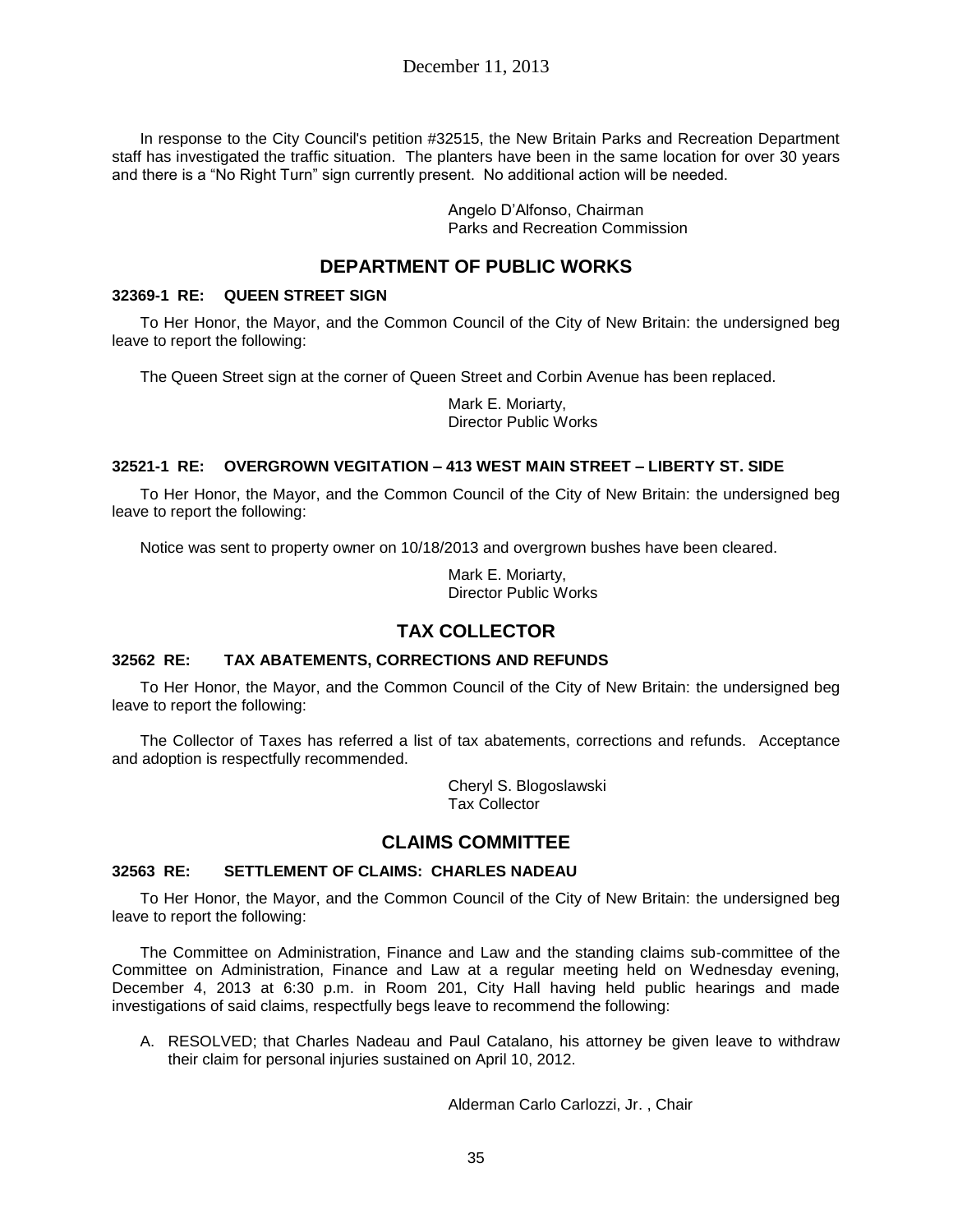In response to the City Council's petition #32515, the New Britain Parks and Recreation Department staff has investigated the traffic situation. The planters have been in the same location for over 30 years and there is a "No Right Turn" sign currently present. No additional action will be needed.

Angelo D'Alfonso, Chairman
Parks and Recreation Commission

## DEPARTMENT OF PUBLIC WORKS

### 32369-1 RE: QUEEN STREET SIGN

To Her Honor, the Mayor, and the Common Council of the City of New Britain: the undersigned beg leave to report the following:

The Queen Street sign at the corner of Queen Street and Corbin Avenue has been replaced.

Mark E. Moriarty,
Director Public Works

### 32521-1 RE: OVERGROWN VEGITATION – 413 WEST MAIN STREET – LIBERTY ST. SIDE

To Her Honor, the Mayor, and the Common Council of the City of New Britain: the undersigned beg leave to report the following:

Notice was sent to property owner on 10/18/2013 and overgrown bushes have been cleared.

Mark E. Moriarty,
Director Public Works

## TAX COLLECTOR

### 32562 RE: TAX ABATEMENTS, CORRECTIONS AND REFUNDS

To Her Honor, the Mayor, and the Common Council of the City of New Britain: the undersigned beg leave to report the following:

The Collector of Taxes has referred a list of tax abatements, corrections and refunds. Acceptance and adoption is respectfully recommended.

Cheryl S. Blogoslawski
Tax Collector

## CLAIMS COMMITTEE

### 32563 RE: SETTLEMENT OF CLAIMS: CHARLES NADEAU

To Her Honor, the Mayor, and the Common Council of the City of New Britain: the undersigned beg leave to report the following:

The Committee on Administration, Finance and Law and the standing claims sub-committee of the Committee on Administration, Finance and Law at a regular meeting held on Wednesday evening, December 4, 2013 at 6:30 p.m. in Room 201, City Hall having held public hearings and made investigations of said claims, respectfully begs leave to recommend the following:

A. RESOLVED; that Charles Nadeau and Paul Catalano, his attorney be given leave to withdraw their claim for personal injuries sustained on April 10, 2012.

Alderman Carlo Carlozzi, Jr. , Chair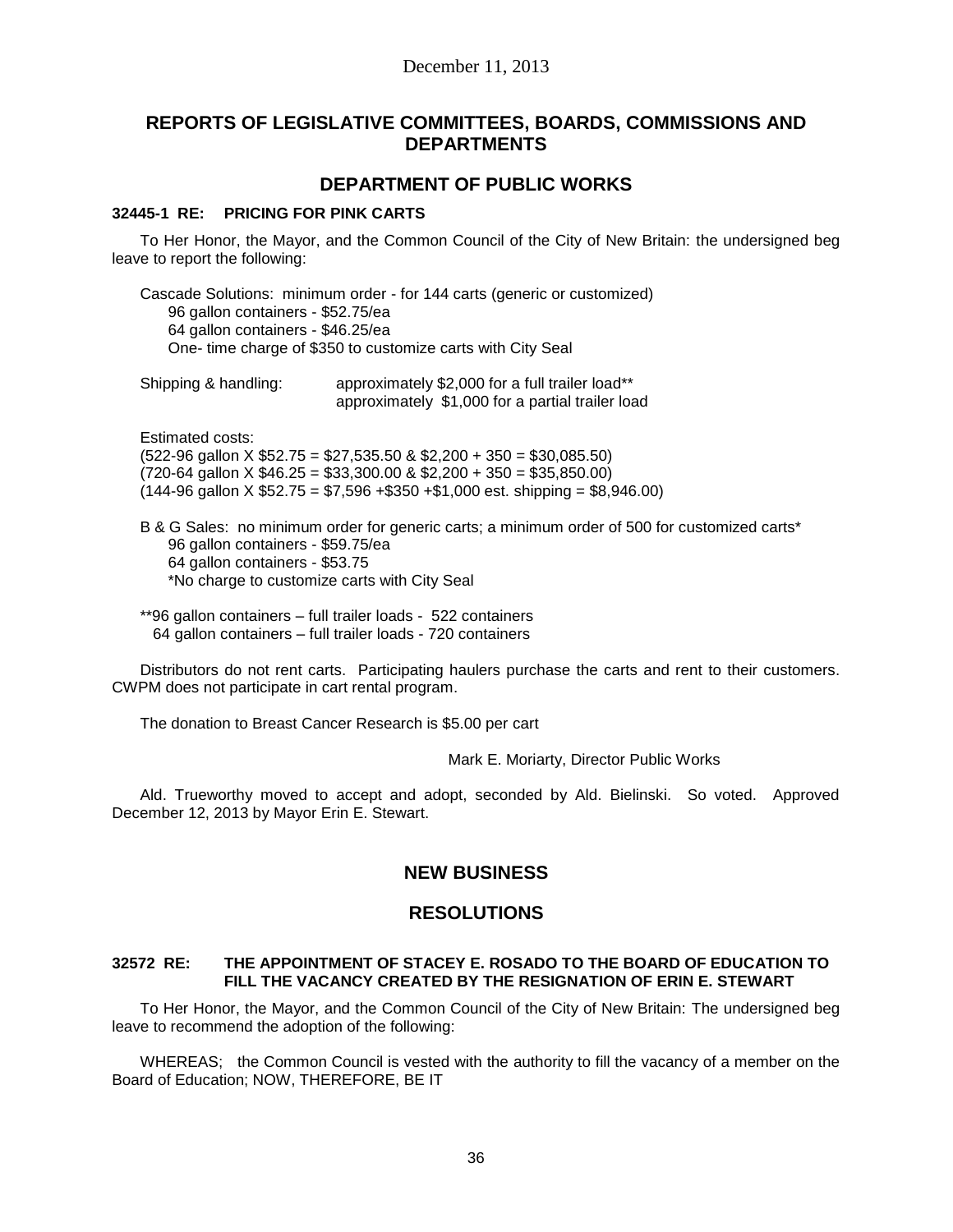December 11, 2013

## REPORTS OF LEGISLATIVE COMMITTEES, BOARDS, COMMISSIONS AND DEPARTMENTS

## DEPARTMENT OF PUBLIC WORKS

### 32445-1 RE: PRICING FOR PINK CARTS

To Her Honor, the Mayor, and the Common Council of the City of New Britain: the undersigned beg leave to report the following:

Cascade Solutions: minimum order - for 144 carts (generic or customized)
96 gallon containers - $52.75/ea
64 gallon containers - $46.25/ea
One- time charge of $350 to customize carts with City Seal

Shipping & handling: approximately $2,000 for a full trailer load**
approximately $1,000 for a partial trailer load

Estimated costs:
(522-96 gallon X $52.75 = $27,535.50 & $2,200 + 350 = $30,085.50)
(720-64 gallon X $46.25 = $33,300.00 & $2,200 + 350 = $35,850.00)
(144-96 gallon X $52.75 = $7,596 +$350 +$1,000 est. shipping = $8,946.00)

B & G Sales: no minimum order for generic carts; a minimum order of 500 for customized carts*
96 gallon containers - $59.75/ea
64 gallon containers - $53.75
*No charge to customize carts with City Seal

**96 gallon containers – full trailer loads - 522 containers
64 gallon containers – full trailer loads - 720 containers

Distributors do not rent carts. Participating haulers purchase the carts and rent to their customers. CWPM does not participate in cart rental program.

The donation to Breast Cancer Research is $5.00 per cart

Mark E. Moriarty, Director Public Works

Ald. Trueworthy moved to accept and adopt, seconded by Ald. Bielinski. So voted. Approved December 12, 2013 by Mayor Erin E. Stewart.

## NEW BUSINESS

## RESOLUTIONS

### 32572 RE: THE APPOINTMENT OF STACEY E. ROSADO TO THE BOARD OF EDUCATION TO FILL THE VACANCY CREATED BY THE RESIGNATION OF ERIN E. STEWART

To Her Honor, the Mayor, and the Common Council of the City of New Britain: The undersigned beg leave to recommend the adoption of the following:

WHEREAS; the Common Council is vested with the authority to fill the vacancy of a member on the Board of Education; NOW, THEREFORE, BE IT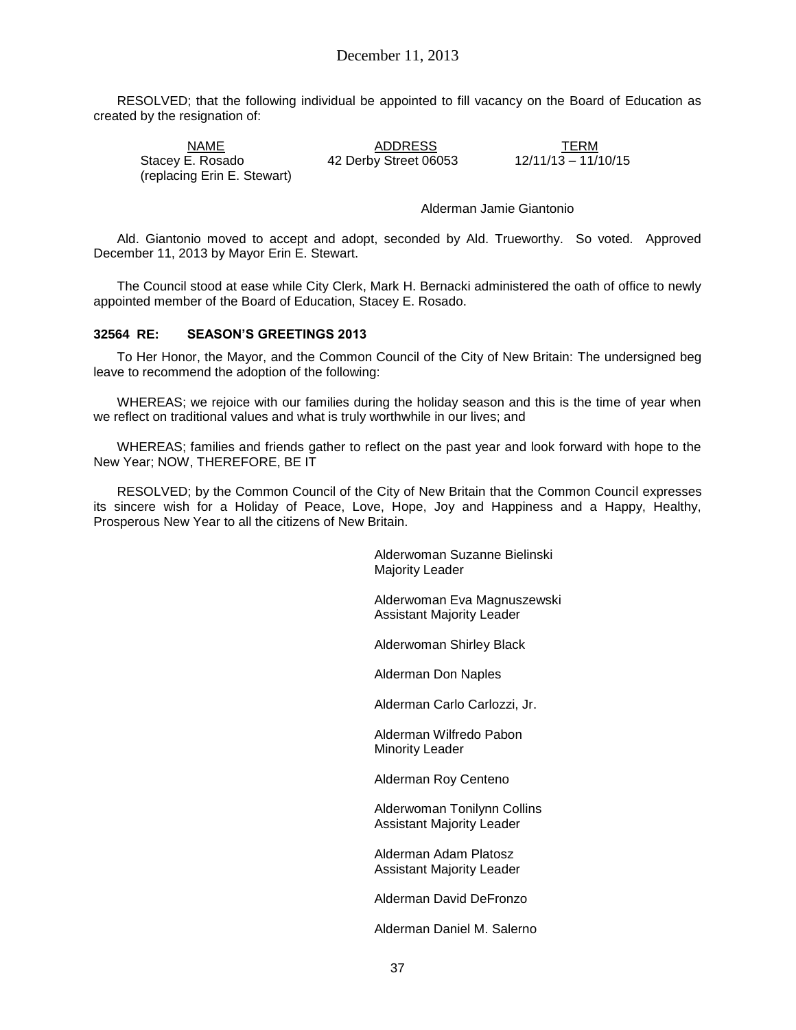RESOLVED; that the following individual be appointed to fill vacancy on the Board of Education as created by the resignation of:

| NAME | ADDRESS | TERM |
|---|---|---|
| Stacey E. Rosado (replacing Erin E. Stewart) | 42 Derby Street 06053 | 12/11/13 – 11/10/15 |

Alderman Jamie Giantonio

Ald. Giantonio moved to accept and adopt, seconded by Ald. Trueworthy. So voted. Approved December 11, 2013 by Mayor Erin E. Stewart.

The Council stood at ease while City Clerk, Mark H. Bernacki administered the oath of office to newly appointed member of the Board of Education, Stacey E. Rosado.

**32564 RE: SEASON'S GREETINGS 2013**

To Her Honor, the Mayor, and the Common Council of the City of New Britain: The undersigned beg leave to recommend the adoption of the following:

WHEREAS; we rejoice with our families during the holiday season and this is the time of year when we reflect on traditional values and what is truly worthwhile in our lives; and

WHEREAS; families and friends gather to reflect on the past year and look forward with hope to the New Year; NOW, THEREFORE, BE IT

RESOLVED; by the Common Council of the City of New Britain that the Common Council expresses its sincere wish for a Holiday of Peace, Love, Hope, Joy and Happiness and a Happy, Healthy, Prosperous New Year to all the citizens of New Britain.

Alderwoman Suzanne Bielinski
Majority Leader

Alderwoman Eva Magnuszewski
Assistant Majority Leader

Alderwoman Shirley Black

Alderman Don Naples

Alderman Carlo Carlozzi, Jr.

Alderman Wilfredo Pabon
Minority Leader

Alderman Roy Centeno

Alderwoman Tonilynn Collins
Assistant Majority Leader

Alderman Adam Platosz
Assistant Majority Leader

Alderman David DeFronzo

Alderman Daniel M. Salerno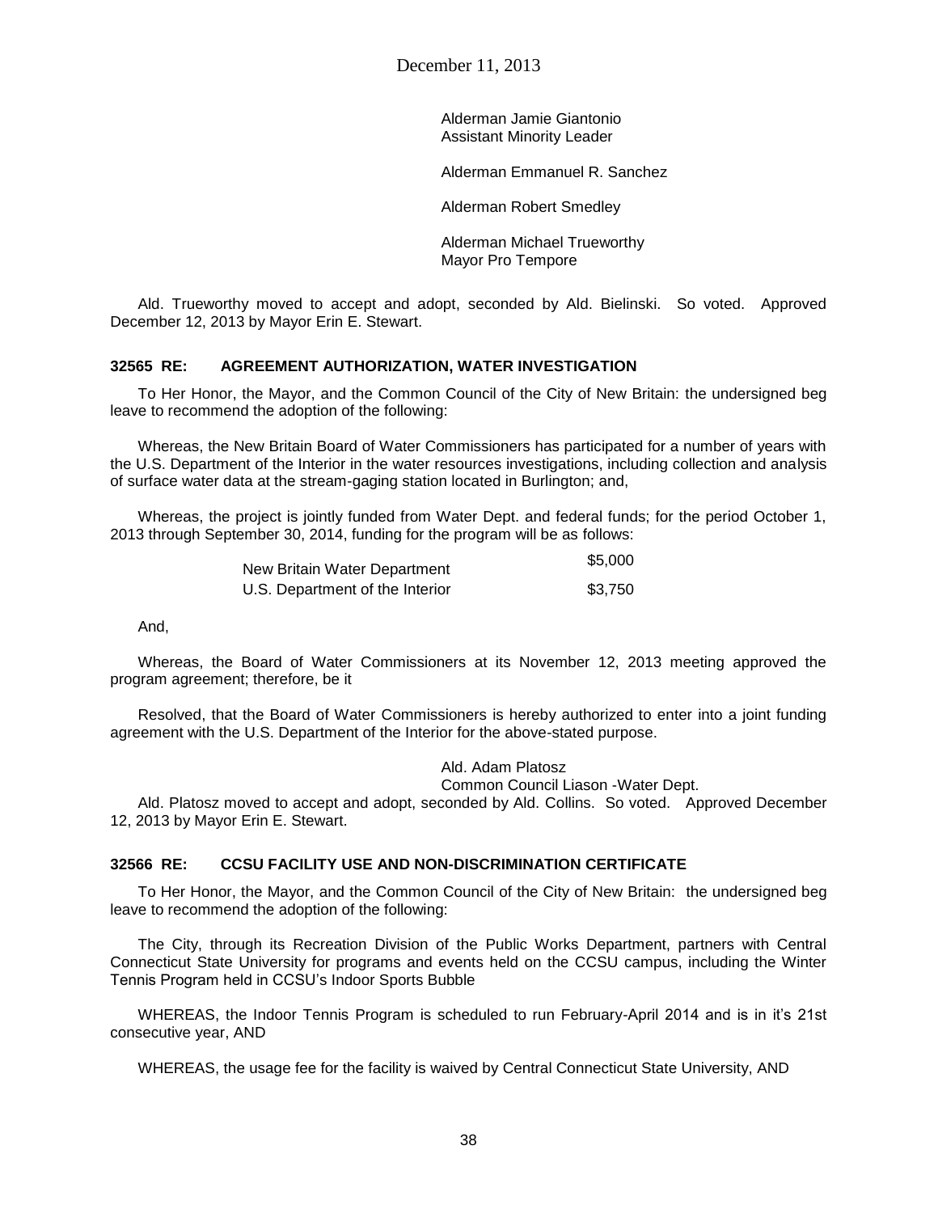Alderman Jamie Giantonio
Assistant Minority Leader

Alderman Emmanuel R. Sanchez

Alderman Robert Smedley

Alderman Michael Trueworthy
Mayor Pro Tempore

Ald. Trueworthy moved to accept and adopt, seconded by Ald. Bielinski. So voted. Approved December 12, 2013 by Mayor Erin E. Stewart.

### 32565 RE: AGREEMENT AUTHORIZATION, WATER INVESTIGATION

To Her Honor, the Mayor, and the Common Council of the City of New Britain: the undersigned beg leave to recommend the adoption of the following:

Whereas, the New Britain Board of Water Commissioners has participated for a number of years with the U.S. Department of the Interior in the water resources investigations, including collection and analysis of surface water data at the stream-gaging station located in Burlington; and,

Whereas, the project is jointly funded from Water Dept. and federal funds; for the period October 1, 2013 through September 30, 2014, funding for the program will be as follows:

| | |
|---|---|
| New Britain Water Department | \$5,000 |
| U.S. Department of the Interior | \$3,750 |

And,

Whereas, the Board of Water Commissioners at its November 12, 2013 meeting approved the program agreement; therefore, be it

Resolved, that the Board of Water Commissioners is hereby authorized to enter into a joint funding agreement with the U.S. Department of the Interior for the above-stated purpose.

Ald. Adam Platosz
Common Council Liason -Water Dept.

Ald. Platosz moved to accept and adopt, seconded by Ald. Collins. So voted. Approved December 12, 2013 by Mayor Erin E. Stewart.

### 32566 RE: CCSU FACILITY USE AND NON-DISCRIMINATION CERTIFICATE

To Her Honor, the Mayor, and the Common Council of the City of New Britain: the undersigned beg leave to recommend the adoption of the following:

The City, through its Recreation Division of the Public Works Department, partners with Central Connecticut State University for programs and events held on the CCSU campus, including the Winter Tennis Program held in CCSU's Indoor Sports Bubble

WHEREAS, the Indoor Tennis Program is scheduled to run February-April 2014 and is in it's 21st consecutive year, AND

WHEREAS, the usage fee for the facility is waived by Central Connecticut State University, AND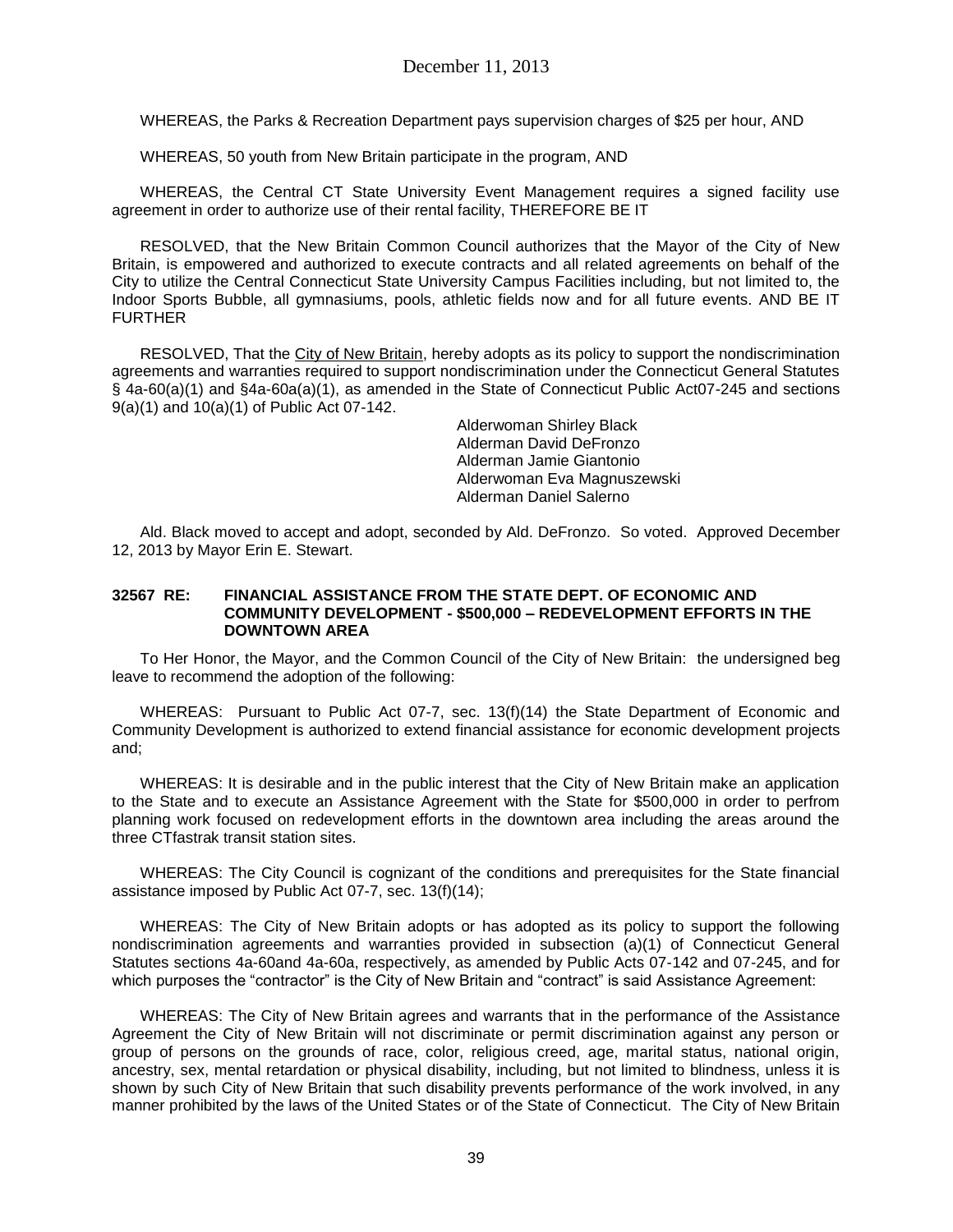WHEREAS, the Parks & Recreation Department pays supervision charges of $25 per hour, AND

WHEREAS, 50 youth from New Britain participate in the program, AND

WHEREAS, the Central CT State University Event Management requires a signed facility use agreement in order to authorize use of their rental facility, THEREFORE BE IT

RESOLVED, that the New Britain Common Council authorizes that the Mayor of the City of New Britain, is empowered and authorized to execute contracts and all related agreements on behalf of the City to utilize the Central Connecticut State University Campus Facilities including, but not limited to, the Indoor Sports Bubble, all gymnasiums, pools, athletic fields now and for all future events. AND BE IT FURTHER

RESOLVED, That the City of New Britain, hereby adopts as its policy to support the nondiscrimination agreements and warranties required to support nondiscrimination under the Connecticut General Statutes § 4a-60(a)(1) and §4a-60a(a)(1), as amended in the State of Connecticut Public Act07-245 and sections 9(a)(1) and 10(a)(1) of Public Act 07-142.

Alderwoman Shirley Black
Alderman David DeFronzo
Alderman Jamie Giantonio
Alderwoman Eva Magnuszewski
Alderman Daniel Salerno

Ald. Black moved to accept and adopt, seconded by Ald. DeFronzo. So voted. Approved December 12, 2013 by Mayor Erin E. Stewart.

**32567 RE: FINANCIAL ASSISTANCE FROM THE STATE DEPT. OF ECONOMIC AND COMMUNITY DEVELOPMENT - $500,000 – REDEVELOPMENT EFFORTS IN THE DOWNTOWN AREA**

To Her Honor, the Mayor, and the Common Council of the City of New Britain: the undersigned beg leave to recommend the adoption of the following:

WHEREAS: Pursuant to Public Act 07-7, sec. 13(f)(14) the State Department of Economic and Community Development is authorized to extend financial assistance for economic development projects and;

WHEREAS: It is desirable and in the public interest that the City of New Britain make an application to the State and to execute an Assistance Agreement with the State for $500,000 in order to perfrom planning work focused on redevelopment efforts in the downtown area including the areas around the three CTfastrak transit station sites.

WHEREAS: The City Council is cognizant of the conditions and prerequisites for the State financial assistance imposed by Public Act 07-7, sec. 13(f)(14);

WHEREAS: The City of New Britain adopts or has adopted as its policy to support the following nondiscrimination agreements and warranties provided in subsection (a)(1) of Connecticut General Statutes sections 4a-60and 4a-60a, respectively, as amended by Public Acts 07-142 and 07-245, and for which purposes the "contractor" is the City of New Britain and "contract" is said Assistance Agreement:

WHEREAS: The City of New Britain agrees and warrants that in the performance of the Assistance Agreement the City of New Britain will not discriminate or permit discrimination against any person or group of persons on the grounds of race, color, religious creed, age, marital status, national origin, ancestry, sex, mental retardation or physical disability, including, but not limited to blindness, unless it is shown by such City of New Britain that such disability prevents performance of the work involved, in any manner prohibited by the laws of the United States or of the State of Connecticut. The City of New Britain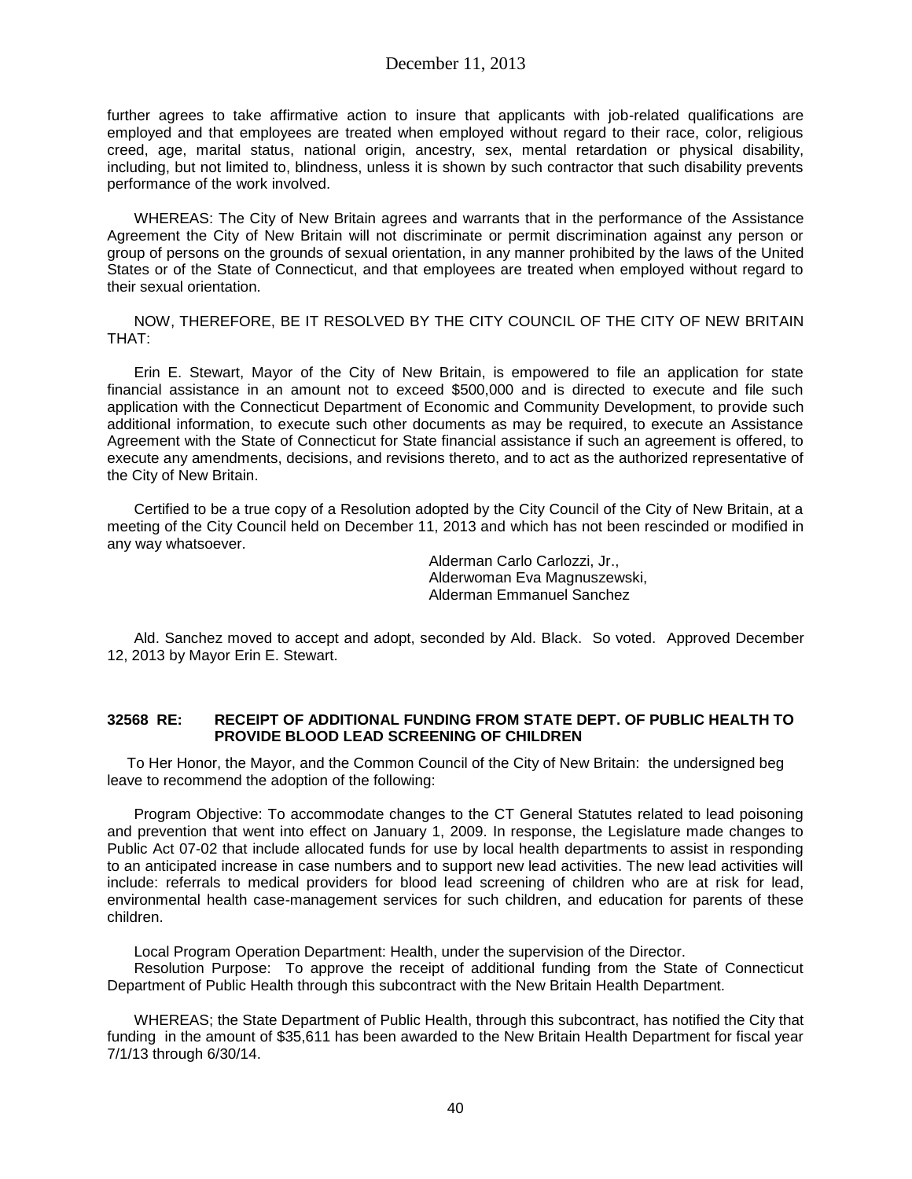further agrees to take affirmative action to insure that applicants with job-related qualifications are employed and that employees are treated when employed without regard to their race, color, religious creed, age, marital status, national origin, ancestry, sex, mental retardation or physical disability, including, but not limited to, blindness, unless it is shown by such contractor that such disability prevents performance of the work involved.

WHEREAS: The City of New Britain agrees and warrants that in the performance of the Assistance Agreement the City of New Britain will not discriminate or permit discrimination against any person or group of persons on the grounds of sexual orientation, in any manner prohibited by the laws of the United States or of the State of Connecticut, and that employees are treated when employed without regard to their sexual orientation.

NOW, THEREFORE, BE IT RESOLVED BY THE CITY COUNCIL OF THE CITY OF NEW BRITAIN THAT:

Erin E. Stewart, Mayor of the City of New Britain, is empowered to file an application for state financial assistance in an amount not to exceed $500,000 and is directed to execute and file such application with the Connecticut Department of Economic and Community Development, to provide such additional information, to execute such other documents as may be required, to execute an Assistance Agreement with the State of Connecticut for State financial assistance if such an agreement is offered, to execute any amendments, decisions, and revisions thereto, and to act as the authorized representative of the City of New Britain.

Certified to be a true copy of a Resolution adopted by the City Council of the City of New Britain, at a meeting of the City Council held on December 11, 2013 and which has not been rescinded or modified in any way whatsoever.

Alderman Carlo Carlozzi, Jr.,
Alderwoman Eva Magnuszewski,
Alderman Emmanuel Sanchez

Ald. Sanchez moved to accept and adopt, seconded by Ald. Black. So voted. Approved December 12, 2013 by Mayor Erin E. Stewart.

**32568 RE: RECEIPT OF ADDITIONAL FUNDING FROM STATE DEPT. OF PUBLIC HEALTH TO PROVIDE BLOOD LEAD SCREENING OF CHILDREN**

To Her Honor, the Mayor, and the Common Council of the City of New Britain: the undersigned beg leave to recommend the adoption of the following:

Program Objective: To accommodate changes to the CT General Statutes related to lead poisoning and prevention that went into effect on January 1, 2009. In response, the Legislature made changes to Public Act 07-02 that include allocated funds for use by local health departments to assist in responding to an anticipated increase in case numbers and to support new lead activities. The new lead activities will include: referrals to medical providers for blood lead screening of children who are at risk for lead, environmental health case-management services for such children, and education for parents of these children.

Local Program Operation Department: Health, under the supervision of the Director.
Resolution Purpose: To approve the receipt of additional funding from the State of Connecticut Department of Public Health through this subcontract with the New Britain Health Department.

WHEREAS; the State Department of Public Health, through this subcontract, has notified the City that funding in the amount of $35,611 has been awarded to the New Britain Health Department for fiscal year 7/1/13 through 6/30/14.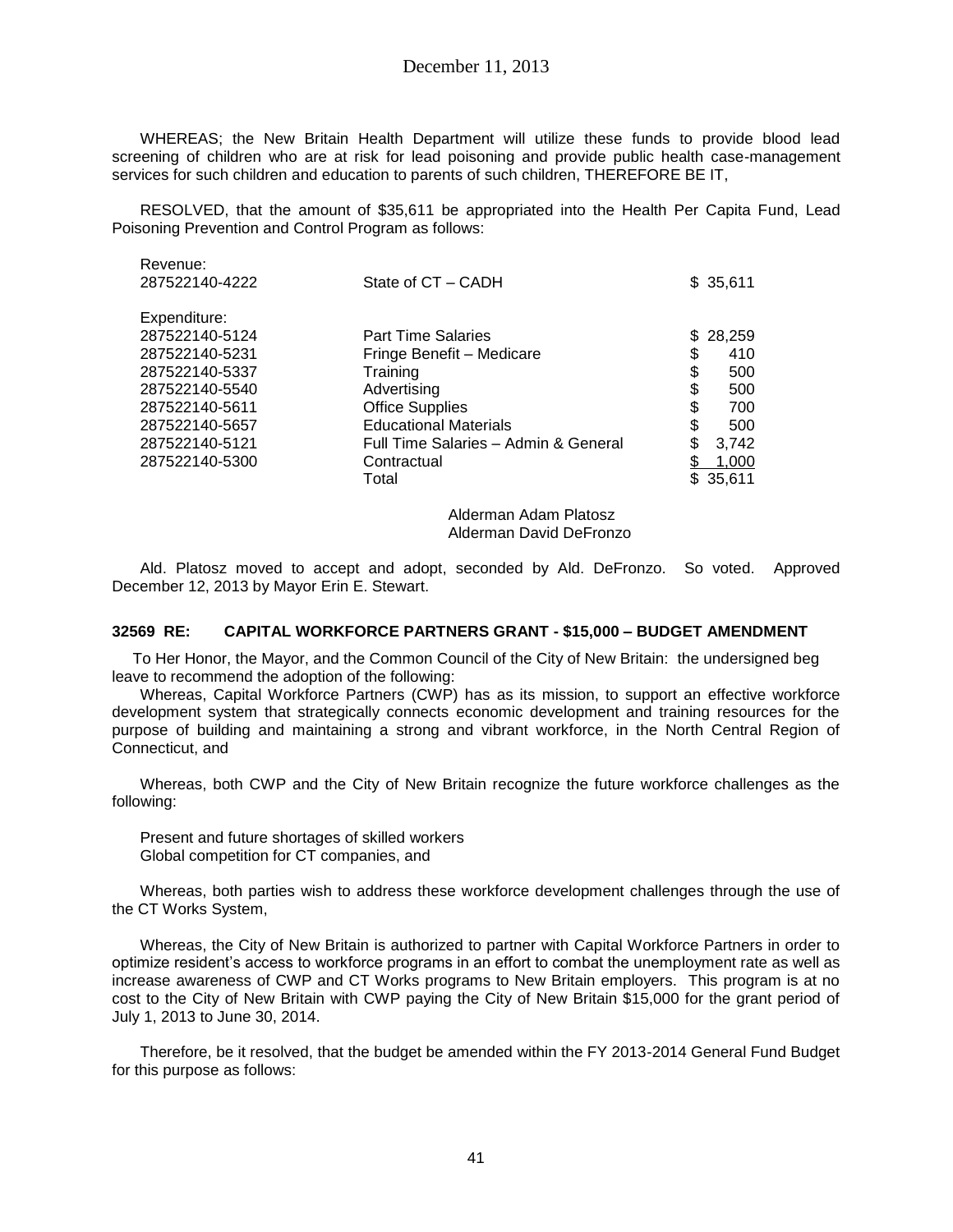WHEREAS; the New Britain Health Department will utilize these funds to provide blood lead screening of children who are at risk for lead poisoning and provide public health case-management services for such children and education to parents of such children, THEREFORE BE IT,

RESOLVED, that the amount of $35,611 be appropriated into the Health Per Capita Fund, Lead Poisoning Prevention and Control Program as follows:

| | | |
|---|---|---|
| Revenue: | | |
| 287522140-4222 | State of CT – CADH | $ 35,611 |
| | | |
| Expenditure: | | |
| 287522140-5124 | Part Time Salaries | $ 28,259 |
| 287522140-5231 | Fringe Benefit – Medicare | $ 410 |
| 287522140-5337 | Training | $ 500 |
| 287522140-5540 | Advertising | $ 500 |
| 287522140-5611 | Office Supplies | $ 700 |
| 287522140-5657 | Educational Materials | $ 500 |
| 287522140-5121 | Full Time Salaries – Admin & General | $ 3,742 |
| 287522140-5300 | Contractual | $ 1,000 |
| | Total | $ 35,611 |

Alderman Adam Platosz
Alderman David DeFronzo

Ald. Platosz moved to accept and adopt, seconded by Ald. DeFronzo. So voted. Approved December 12, 2013 by Mayor Erin E. Stewart.

**32569 RE: CAPITAL WORKFORCE PARTNERS GRANT - $15,000 – BUDGET AMENDMENT**

To Her Honor, the Mayor, and the Common Council of the City of New Britain: the undersigned beg leave to recommend the adoption of the following:

Whereas, Capital Workforce Partners (CWP) has as its mission, to support an effective workforce development system that strategically connects economic development and training resources for the purpose of building and maintaining a strong and vibrant workforce, in the North Central Region of Connecticut, and

Whereas, both CWP and the City of New Britain recognize the future workforce challenges as the following:

Present and future shortages of skilled workers
Global competition for CT companies, and

Whereas, both parties wish to address these workforce development challenges through the use of the CT Works System,

Whereas, the City of New Britain is authorized to partner with Capital Workforce Partners in order to optimize resident's access to workforce programs in an effort to combat the unemployment rate as well as increase awareness of CWP and CT Works programs to New Britain employers. This program is at no cost to the City of New Britain with CWP paying the City of New Britain $15,000 for the grant period of July 1, 2013 to June 30, 2014.

Therefore, be it resolved, that the budget be amended within the FY 2013-2014 General Fund Budget for this purpose as follows: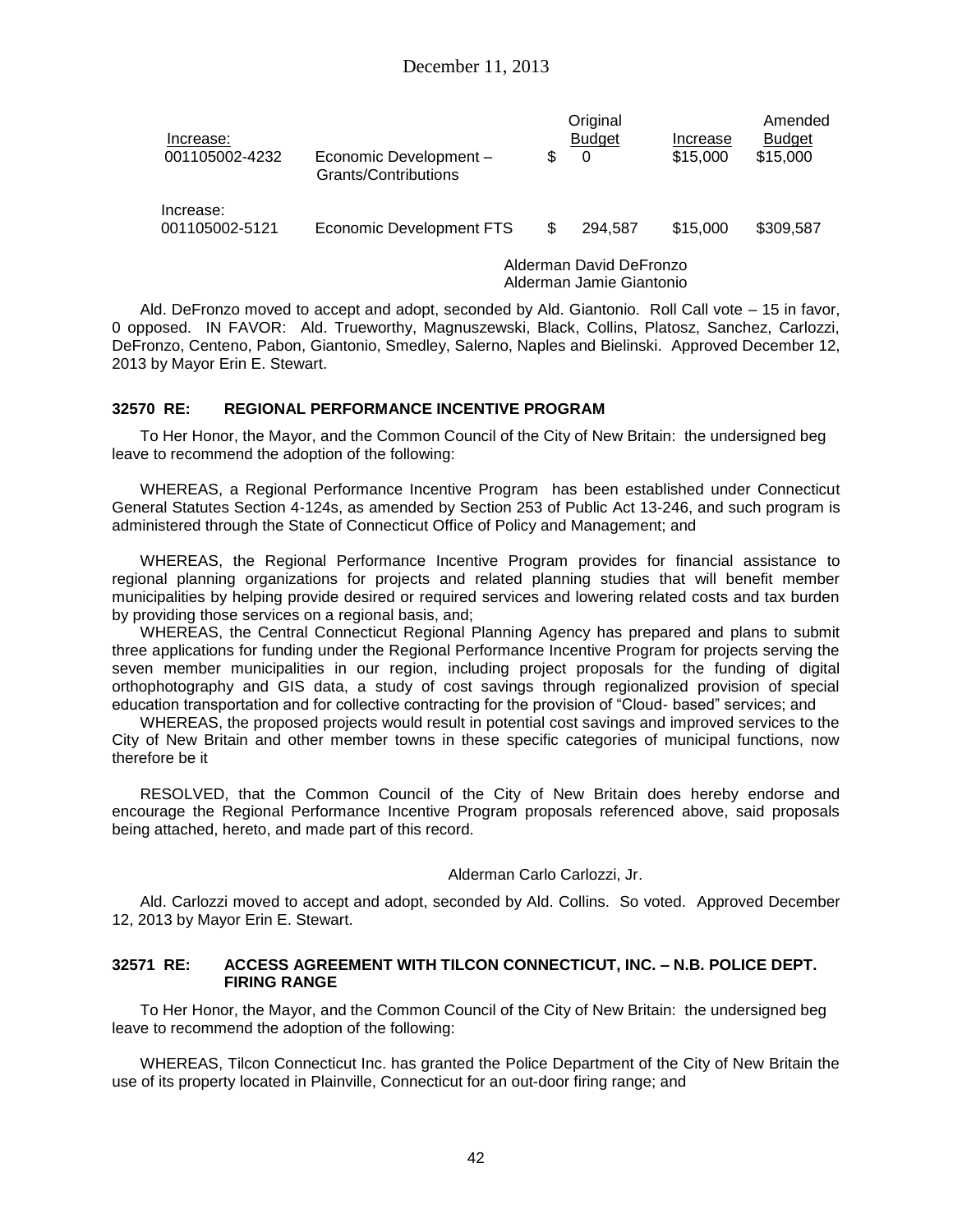| | | Original Budget | Increase | Amended Budget |
|---|---|---|---|---|
| Increase: 001105002-4232 | Economic Development – Grants/Contributions | $ 0 | $15,000 | $15,000 |
| Increase: 001105002-5121 | Economic Development FTS | $ 294,587 | $15,000 | $309,587 |

Alderman David DeFronzo
Alderman Jamie Giantonio

Ald. DeFronzo moved to accept and adopt, seconded by Ald. Giantonio. Roll Call vote – 15 in favor, 0 opposed. IN FAVOR: Ald. Trueworthy, Magnuszewski, Black, Collins, Platosz, Sanchez, Carlozzi, DeFronzo, Centeno, Pabon, Giantonio, Smedley, Salerno, Naples and Bielinski. Approved December 12, 2013 by Mayor Erin E. Stewart.

### 32570 RE: REGIONAL PERFORMANCE INCENTIVE PROGRAM

To Her Honor, the Mayor, and the Common Council of the City of New Britain: the undersigned beg leave to recommend the adoption of the following:

WHEREAS, a Regional Performance Incentive Program has been established under Connecticut General Statutes Section 4-124s, as amended by Section 253 of Public Act 13-246, and such program is administered through the State of Connecticut Office of Policy and Management; and

WHEREAS, the Regional Performance Incentive Program provides for financial assistance to regional planning organizations for projects and related planning studies that will benefit member municipalities by helping provide desired or required services and lowering related costs and tax burden by providing those services on a regional basis, and;

WHEREAS, the Central Connecticut Regional Planning Agency has prepared and plans to submit three applications for funding under the Regional Performance Incentive Program for projects serving the seven member municipalities in our region, including project proposals for the funding of digital orthophotography and GIS data, a study of cost savings through regionalized provision of special education transportation and for collective contracting for the provision of "Cloud- based" services; and

WHEREAS, the proposed projects would result in potential cost savings and improved services to the City of New Britain and other member towns in these specific categories of municipal functions, now therefore be it

RESOLVED, that the Common Council of the City of New Britain does hereby endorse and encourage the Regional Performance Incentive Program proposals referenced above, said proposals being attached, hereto, and made part of this record.

Alderman Carlo Carlozzi, Jr.

Ald. Carlozzi moved to accept and adopt, seconded by Ald. Collins. So voted. Approved December 12, 2013 by Mayor Erin E. Stewart.

### 32571 RE: ACCESS AGREEMENT WITH TILCON CONNECTICUT, INC. – N.B. POLICE DEPT. FIRING RANGE

To Her Honor, the Mayor, and the Common Council of the City of New Britain: the undersigned beg leave to recommend the adoption of the following:

WHEREAS, Tilcon Connecticut Inc. has granted the Police Department of the City of New Britain the use of its property located in Plainville, Connecticut for an out-door firing range; and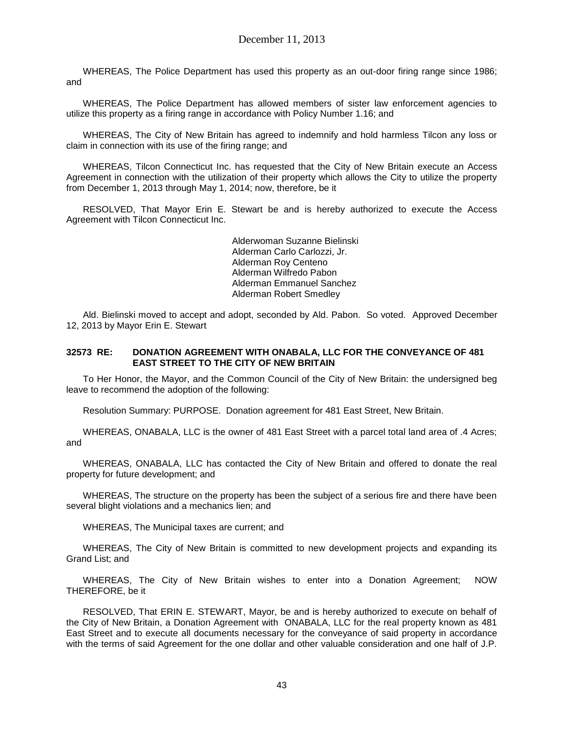WHEREAS, The Police Department has used this property as an out-door firing range since 1986; and

WHEREAS, The Police Department has allowed members of sister law enforcement agencies to utilize this property as a firing range in accordance with Policy Number 1.16; and

WHEREAS, The City of New Britain has agreed to indemnify and hold harmless Tilcon any loss or claim in connection with its use of the firing range; and

WHEREAS, Tilcon Connecticut Inc. has requested that the City of New Britain execute an Access Agreement in connection with the utilization of their property which allows the City to utilize the property from December 1, 2013 through May 1, 2014; now, therefore, be it

RESOLVED, That Mayor Erin E. Stewart be and is hereby authorized to execute the Access Agreement with Tilcon Connecticut Inc.

Alderwoman Suzanne Bielinski
Alderman Carlo Carlozzi, Jr.
Alderman Roy Centeno
Alderman Wilfredo Pabon
Alderman Emmanuel Sanchez
Alderman Robert Smedley

Ald. Bielinski moved to accept and adopt, seconded by Ald. Pabon. So voted. Approved December 12, 2013 by Mayor Erin E. Stewart

**32573 RE: DONATION AGREEMENT WITH ONABALA, LLC FOR THE CONVEYANCE OF 481 EAST STREET TO THE CITY OF NEW BRITAIN**

To Her Honor, the Mayor, and the Common Council of the City of New Britain: the undersigned beg leave to recommend the adoption of the following:

Resolution Summary: PURPOSE. Donation agreement for 481 East Street, New Britain.

WHEREAS, ONABALA, LLC is the owner of 481 East Street with a parcel total land area of .4 Acres; and

WHEREAS, ONABALA, LLC has contacted the City of New Britain and offered to donate the real property for future development; and

WHEREAS, The structure on the property has been the subject of a serious fire and there have been several blight violations and a mechanics lien; and

WHEREAS, The Municipal taxes are current; and

WHEREAS, The City of New Britain is committed to new development projects and expanding its Grand List; and

WHEREAS, The City of New Britain wishes to enter into a Donation Agreement; NOW THEREFORE, be it

RESOLVED, That ERIN E. STEWART, Mayor, be and is hereby authorized to execute on behalf of the City of New Britain, a Donation Agreement with ONABALA, LLC for the real property known as 481 East Street and to execute all documents necessary for the conveyance of said property in accordance with the terms of said Agreement for the one dollar and other valuable consideration and one half of J.P.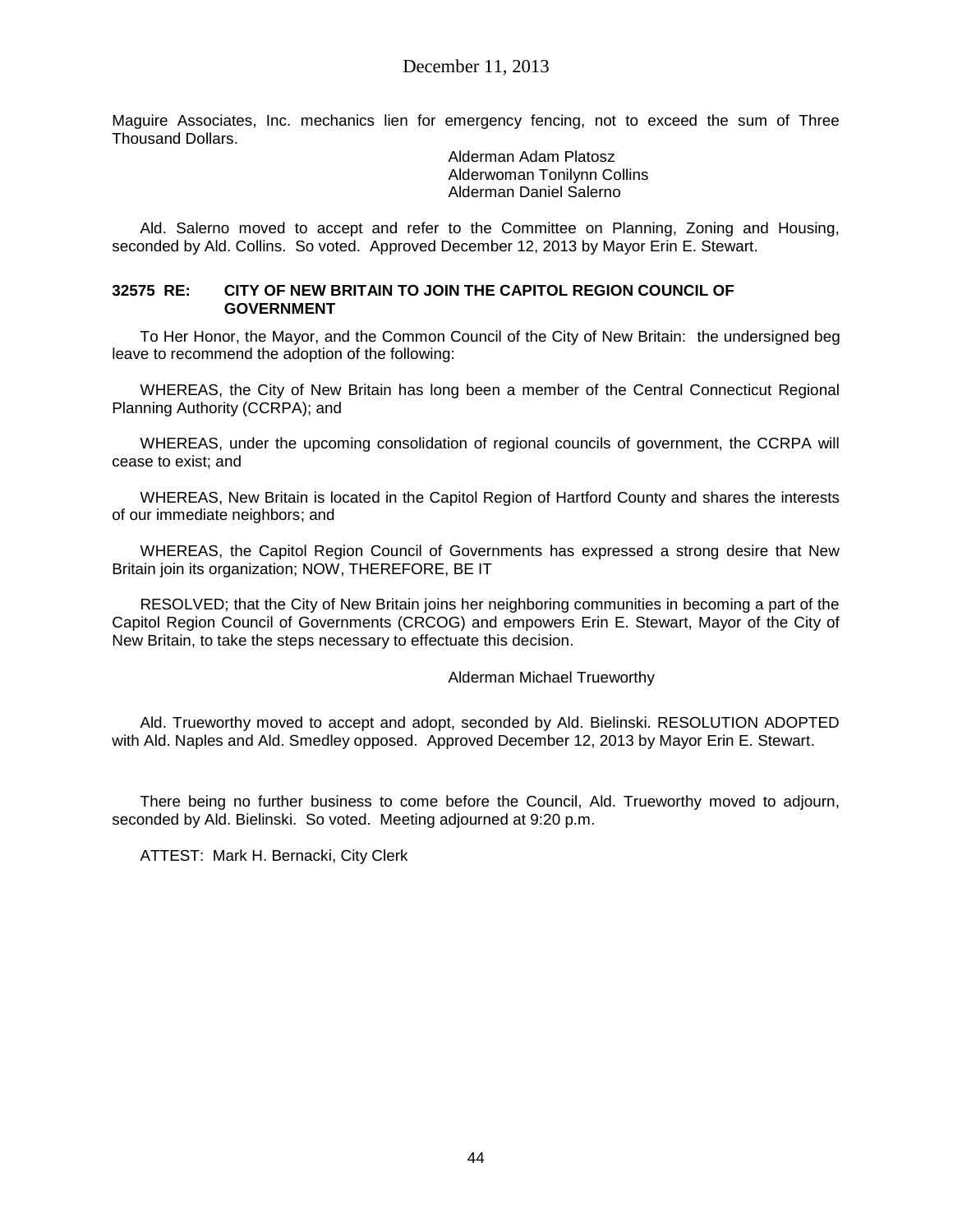Maguire Associates, Inc. mechanics lien for emergency fencing, not to exceed the sum of Three Thousand Dollars.

Alderman Adam Platosz
Alderwoman Tonilynn Collins
Alderman Daniel Salerno

Ald. Salerno moved to accept and refer to the Committee on Planning, Zoning and Housing, seconded by Ald. Collins. So voted. Approved December 12, 2013 by Mayor Erin E. Stewart.

**32575 RE: CITY OF NEW BRITAIN TO JOIN THE CAPITOL REGION COUNCIL OF GOVERNMENT**

To Her Honor, the Mayor, and the Common Council of the City of New Britain: the undersigned beg leave to recommend the adoption of the following:

WHEREAS, the City of New Britain has long been a member of the Central Connecticut Regional Planning Authority (CCRPA); and

WHEREAS, under the upcoming consolidation of regional councils of government, the CCRPA will cease to exist; and

WHEREAS, New Britain is located in the Capitol Region of Hartford County and shares the interests of our immediate neighbors; and

WHEREAS, the Capitol Region Council of Governments has expressed a strong desire that New Britain join its organization; NOW, THEREFORE, BE IT

RESOLVED; that the City of New Britain joins her neighboring communities in becoming a part of the Capitol Region Council of Governments (CRCOG) and empowers Erin E. Stewart, Mayor of the City of New Britain, to take the steps necessary to effectuate this decision.

Alderman Michael Trueworthy

Ald. Trueworthy moved to accept and adopt, seconded by Ald. Bielinski. RESOLUTION ADOPTED with Ald. Naples and Ald. Smedley opposed. Approved December 12, 2013 by Mayor Erin E. Stewart.

There being no further business to come before the Council, Ald. Trueworthy moved to adjourn, seconded by Ald. Bielinski. So voted. Meeting adjourned at 9:20 p.m.

ATTEST: Mark H. Bernacki, City Clerk